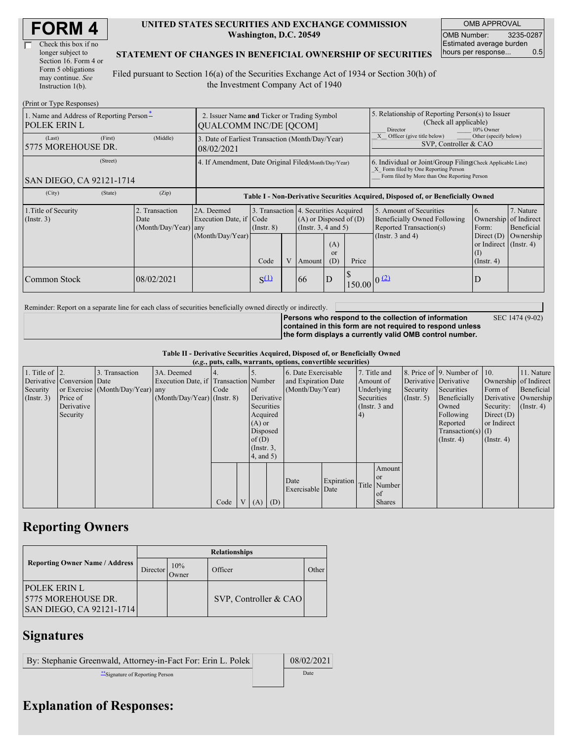# FORM 4

☐ Check this box if no longer subject to Section 16. Form 4 or Form 5 obligations may continue. *See* Instruction 1(b).

**UNITED STATES SECURITIES AND EXCHANGE COMMISSION**
**Washington, D.C. 20549**

**STATEMENT OF CHANGES IN BENEFICIAL OWNERSHIP OF SECURITIES**

Filed pursuant to Section 16(a) of the Securities Exchange Act of 1934 or Section 30(h) of the Investment Company Act of 1940

| OMB APPROVAL | |
|---|---|
| OMB Number: | 3235-0287 |
| Estimated average burden hours per response... | 0.5 |

(Print or Type Responses)

| 1. Name and Address of Reporting Person* | 2. Issuer Name and Ticker or Trading Symbol | 5. Relationship of Reporting Person(s) to Issuer (Check all applicable) |
|---|---|---|
| POLEK ERIN L | QUALCOMM INC/DE [QCOM] | ___ Director ___ 10% Owner |
| (Last) (First) (Middle) 5775 MOREHOUSE DR. | 3. Date of Earliest Transaction (Month/Day/Year) 08/02/2021 | _X_ Officer (give title below) ___ Other (specify below) SVP, Controller & CAO |
| (Street) SAN DIEGO, CA 92121-1714 | 4. If Amendment, Date Original Filed (Month/Day/Year) | 6. Individual or Joint/Group Filing (Check Applicable Line) _X_ Form filed by One Reporting Person ___ Form filed by More than One Reporting Person |
| (City) (State) (Zip) | | |

**Table I - Non-Derivative Securities Acquired, Disposed of, or Beneficially Owned**

| 1.Title of Security (Instr. 3) | 2. Transaction Date (Month/Day/Year) | 2A. Deemed Execution Date, if any (Month/Day/Year) | 3. Transaction Code (Instr. 8) | | 4. Securities Acquired (A) or Disposed of (D) (Instr. 3, 4 and 5) | | | 5. Amount of Securities Beneficially Owned Following Reported Transaction(s) (Instr. 3 and 4) | 6. Ownership Form: Direct (D) or Indirect (I) (Instr. 4) | 7. Nature of Indirect Beneficial Ownership (Instr. 4) |
|---|---|---|---|---|---|---|---|---|---|---|
| | | | Code | V | Amount | (A) or (D) | Price | | | |
| Common Stock | 08/02/2021 | | S[(1)] | | 66 | D | $ 150.00 | 0 [(2)] | D | |

Reminder: Report on a separate line for each class of securities beneficially owned directly or indirectly.

**Persons who respond to the collection of information contained in this form are not required to respond unless the form displays a currently valid OMB control number.** SEC 1474 (9-02)

**Table II - Derivative Securities Acquired, Disposed of, or Beneficially Owned**
***(e.g., puts, calls, warrants, options, convertible securities)***

| 1. Title of Derivative Security (Instr. 3) | 2. Conversion or Exercise Price of Derivative Security | 3. Transaction Date (Month/Day/Year) | 3A. Deemed Execution Date, if any (Month/Day/Year) | 4. Transaction Code (Instr. 8) | | 5. Number of Derivative Securities Acquired (A) or Disposed of (D) (Instr. 3, 4, and 5) | | 6. Date Exercisable and Expiration Date (Month/Day/Year) | | 7. Title and Amount of Underlying Securities (Instr. 3 and 4) | | 8. Price of Derivative Security (Instr. 5) | 9. Number of Derivative Securities Beneficially Owned Following Reported Transaction(s) (Instr. 4) | 10. Ownership Form of Derivative Security: Direct (D) or Indirect (I) (Instr. 4) | 11. Nature of Indirect Beneficial Ownership (Instr. 4) |
|---|---|---|---|---|---|---|---|---|---|---|---|---|---|---|---|
| | | | | Code | V | (A) | (D) | Date Exercisable | Expiration Date | Title | Amount or Number of Shares | | | | |

## Reporting Owners

| Reporting Owner Name / Address | Relationships | | | |
|---|---|---|---|---|
| | Director | 10% Owner | Officer | Other |
| POLEK ERIN L 5775 MOREHOUSE DR. SAN DIEGO, CA 92121-1714 | | | SVP, Controller & CAO | |

## Signatures

| By: Stephanie Greenwald, Attorney-in-Fact For: Erin L. Polek | 08/02/2021 |
|---|---|
| **Signature of Reporting Person | Date |

## Explanation of Responses: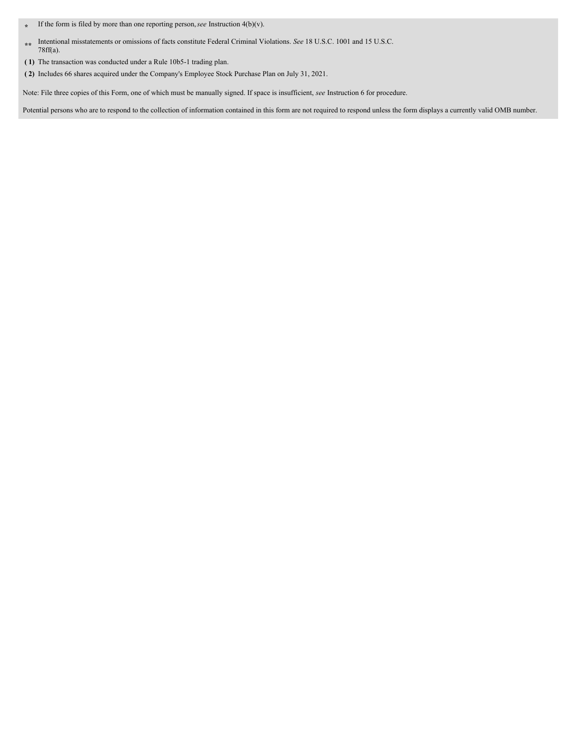* If the form is filed by more than one reporting person, *see* Instruction 4(b)(v).

** Intentional misstatements or omissions of facts constitute Federal Criminal Violations. *See* 18 U.S.C. 1001 and 15 U.S.C. 78ff(a).

**( 1)** The transaction was conducted under a Rule 10b5-1 trading plan.

**( 2)** Includes 66 shares acquired under the Company's Employee Stock Purchase Plan on July 31, 2021.

Note: File three copies of this Form, one of which must be manually signed. If space is insufficient, *see* Instruction 6 for procedure.

Potential persons who are to respond to the collection of information contained in this form are not required to respond unless the form displays a currently valid OMB number.